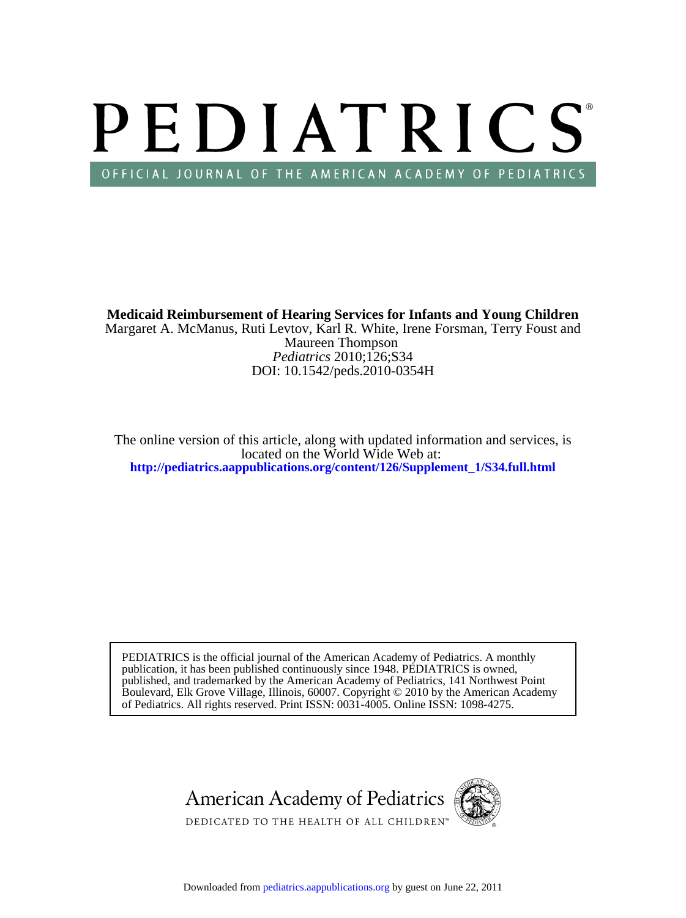# PEDIATRICS®

OFFICIAL JOURNAL OF THE AMERICAN ACADEMY OF PEDIATRICS

**Medicaid Reimbursement of Hearing Services for Infants and Young Children**

Margaret A. McManus, Ruti Levtov, Karl R. White, Irene Forsman, Terry Foust and Maureen Thompson

*Pediatrics* 2010;126;S34

DOI: 10.1542/peds.2010-0354H

The online version of this article, along with updated information and services, is located on the World Wide Web at:

**http://pediatrics.aappublications.org/content/126/Supplement_1/S34.full.html**

PEDIATRICS is the official journal of the American Academy of Pediatrics. A monthly publication, it has been published continuously since 1948. PEDIATRICS is owned, published, and trademarked by the American Academy of Pediatrics, 141 Northwest Point Boulevard, Elk Grove Village, Illinois, 60007. Copyright © 2010 by the American Academy of Pediatrics. All rights reserved. Print ISSN: 0031-4005. Online ISSN: 1098-4275.

American Academy of Pediatrics

DEDICATED TO THE HEALTH OF ALL CHILDREN™

Downloaded from pediatrics.aappublications.org by guest on June 22, 2011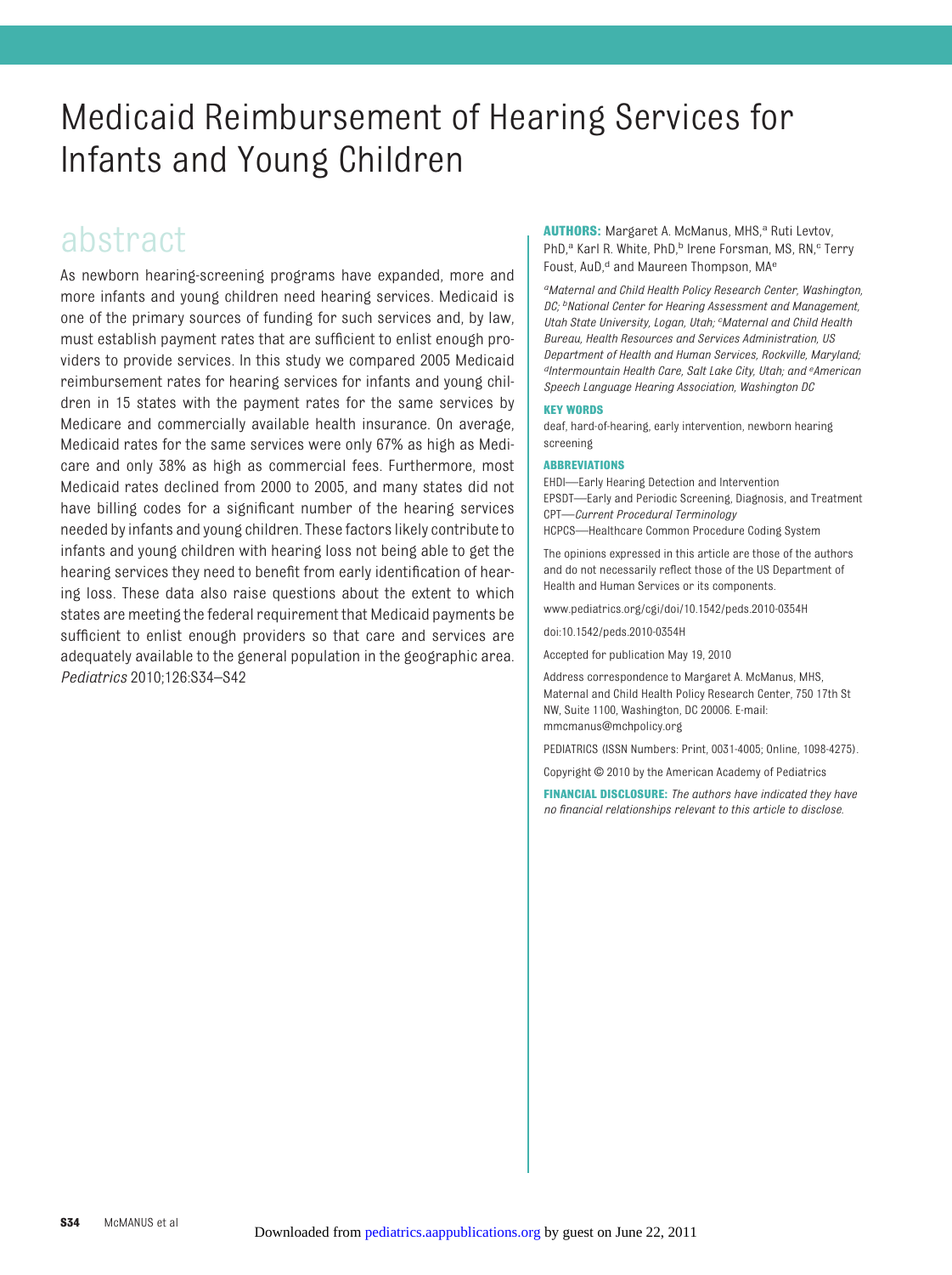# Medicaid Reimbursement of Hearing Services for Infants and Young Children

## abstract

As newborn hearing-screening programs have expanded, more and more infants and young children need hearing services. Medicaid is one of the primary sources of funding for such services and, by law, must establish payment rates that are sufficient to enlist enough providers to provide services. In this study we compared 2005 Medicaid reimbursement rates for hearing services for infants and young children in 15 states with the payment rates for the same services by Medicare and commercially available health insurance. On average, Medicaid rates for the same services were only 67% as high as Medicare and only 38% as high as commercial fees. Furthermore, most Medicaid rates declined from 2000 to 2005, and many states did not have billing codes for a significant number of the hearing services needed by infants and young children. These factors likely contribute to infants and young children with hearing loss not being able to get the hearing services they need to benefit from early identification of hearing loss. These data also raise questions about the extent to which states are meeting the federal requirement that Medicaid payments be sufficient to enlist enough providers so that care and services are adequately available to the general population in the geographic area. *Pediatrics* 2010;126:S34–S42

**AUTHORS:** Margaret A. McManus, MHS,[a] Ruti Levtov, PhD,[a] Karl R. White, PhD,[b] Irene Forsman, MS, RN,[c] Terry Foust, AuD,[d] and Maureen Thompson, MA[e]

*[a]Maternal and Child Health Policy Research Center, Washington, DC; [b]National Center for Hearing Assessment and Management, Utah State University, Logan, Utah; [c]Maternal and Child Health Bureau, Health Resources and Services Administration, US Department of Health and Human Services, Rockville, Maryland; [d]Intermountain Health Care, Salt Lake City, Utah; and [e]American Speech Language Hearing Association, Washington DC*

**KEY WORDS**

deaf, hard-of-hearing, early intervention, newborn hearing screening

**ABBREVIATIONS**

EHDI—Early Hearing Detection and Intervention
EPSDT—Early and Periodic Screening, Diagnosis, and Treatment
CPT—*Current Procedural Terminology*
HCPCS—Healthcare Common Procedure Coding System

The opinions expressed in this article are those of the authors and do not necessarily reflect those of the US Department of Health and Human Services or its components.

www.pediatrics.org/cgi/doi/10.1542/peds.2010-0354H

doi:10.1542/peds.2010-0354H

Accepted for publication May 19, 2010

Address correspondence to Margaret A. McManus, MHS, Maternal and Child Health Policy Research Center, 750 17th St NW, Suite 1100, Washington, DC 20006. E-mail: mmcmanus@mchpolicy.org

PEDIATRICS (ISSN Numbers: Print, 0031-4005; Online, 1098-4275).

Copyright © 2010 by the American Academy of Pediatrics

**FINANCIAL DISCLOSURE:** *The authors have indicated they have no financial relationships relevant to this article to disclose.*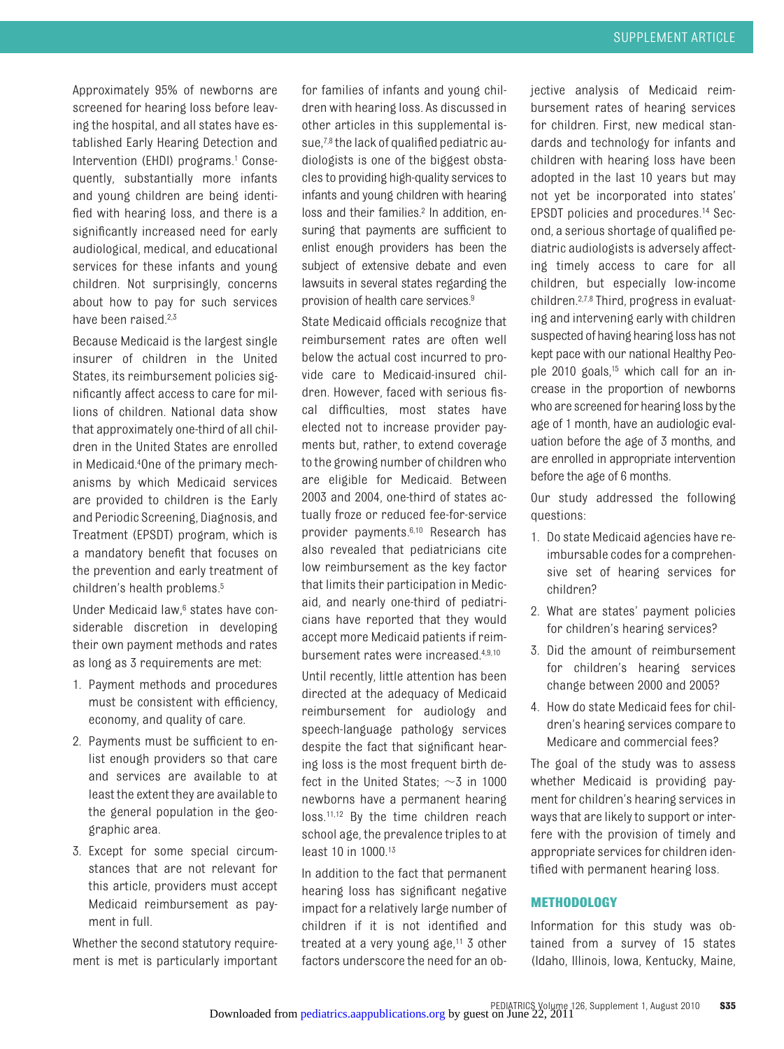Approximately 95% of newborns are screened for hearing loss before leaving the hospital, and all states have established Early Hearing Detection and Intervention (EHDI) programs.[1] Consequently, substantially more infants and young children are being identified with hearing loss, and there is a significantly increased need for early audiological, medical, and educational services for these infants and young children. Not surprisingly, concerns about how to pay for such services have been raised.[2,3]

Because Medicaid is the largest single insurer of children in the United States, its reimbursement policies significantly affect access to care for millions of children. National data show that approximately one-third of all children in the United States are enrolled in Medicaid.[4] One of the primary mechanisms by which Medicaid services are provided to children is the Early and Periodic Screening, Diagnosis, and Treatment (EPSDT) program, which is a mandatory benefit that focuses on the prevention and early treatment of children's health problems.[5]

Under Medicaid law,[6] states have considerable discretion in developing their own payment methods and rates as long as 3 requirements are met:

1. Payment methods and procedures must be consistent with efficiency, economy, and quality of care.
2. Payments must be sufficient to enlist enough providers so that care and services are available to at least the extent they are available to the general population in the geographic area.
3. Except for some special circumstances that are not relevant for this article, providers must accept Medicaid reimbursement as payment in full.

Whether the second statutory requirement is met is particularly important for families of infants and young children with hearing loss. As discussed in other articles in this supplemental issue,[7,8] the lack of qualified pediatric audiologists is one of the biggest obstacles to providing high-quality services to infants and young children with hearing loss and their families.[2] In addition, ensuring that payments are sufficient to enlist enough providers has been the subject of extensive debate and even lawsuits in several states regarding the provision of health care services.[9]

State Medicaid officials recognize that reimbursement rates are often well below the actual cost incurred to provide care to Medicaid-insured children. However, faced with serious fiscal difficulties, most states have elected not to increase provider payments but, rather, to extend coverage to the growing number of children who are eligible for Medicaid. Between 2003 and 2004, one-third of states actually froze or reduced fee-for-service provider payments.[6,10] Research has also revealed that pediatricians cite low reimbursement as the key factor that limits their participation in Medicaid, and nearly one-third of pediatricians have reported that they would accept more Medicaid patients if reimbursement rates were increased.[4,9,10]

Until recently, little attention has been directed at the adequacy of Medicaid reimbursement for audiology and speech-language pathology services despite the fact that significant hearing loss is the most frequent birth defect in the United States; ~3 in 1000 newborns have a permanent hearing loss.[11,12] By the time children reach school age, the prevalence triples to at least 10 in 1000.[13]

In addition to the fact that permanent hearing loss has significant negative impact for a relatively large number of children if it is not identified and treated at a very young age,[11] 3 other factors underscore the need for an objective analysis of Medicaid reimbursement rates of hearing services for children. First, new medical standards and technology for infants and children with hearing loss have been adopted in the last 10 years but may not yet be incorporated into states' EPSDT policies and procedures.[14] Second, a serious shortage of qualified pediatric audiologists is adversely affecting timely access to care for all children, but especially low-income children.[2,7,8] Third, progress in evaluating and intervening early with children suspected of having hearing loss has not kept pace with our national Healthy People 2010 goals,[15] which call for an increase in the proportion of newborns who are screened for hearing loss by the age of 1 month, have an audiologic evaluation before the age of 3 months, and are enrolled in appropriate intervention before the age of 6 months.

Our study addressed the following questions:

1. Do state Medicaid agencies have reimbursable codes for a comprehensive set of hearing services for children?
2. What are states' payment policies for children's hearing services?
3. Did the amount of reimbursement for children's hearing services change between 2000 and 2005?
4. How do state Medicaid fees for children's hearing services compare to Medicare and commercial fees?

The goal of the study was to assess whether Medicaid is providing payment for children's hearing services in ways that are likely to support or interfere with the provision of timely and appropriate services for children identified with permanent hearing loss.

## METHODOLOGY

Information for this study was obtained from a survey of 15 states (Idaho, Illinois, Iowa, Kentucky, Maine,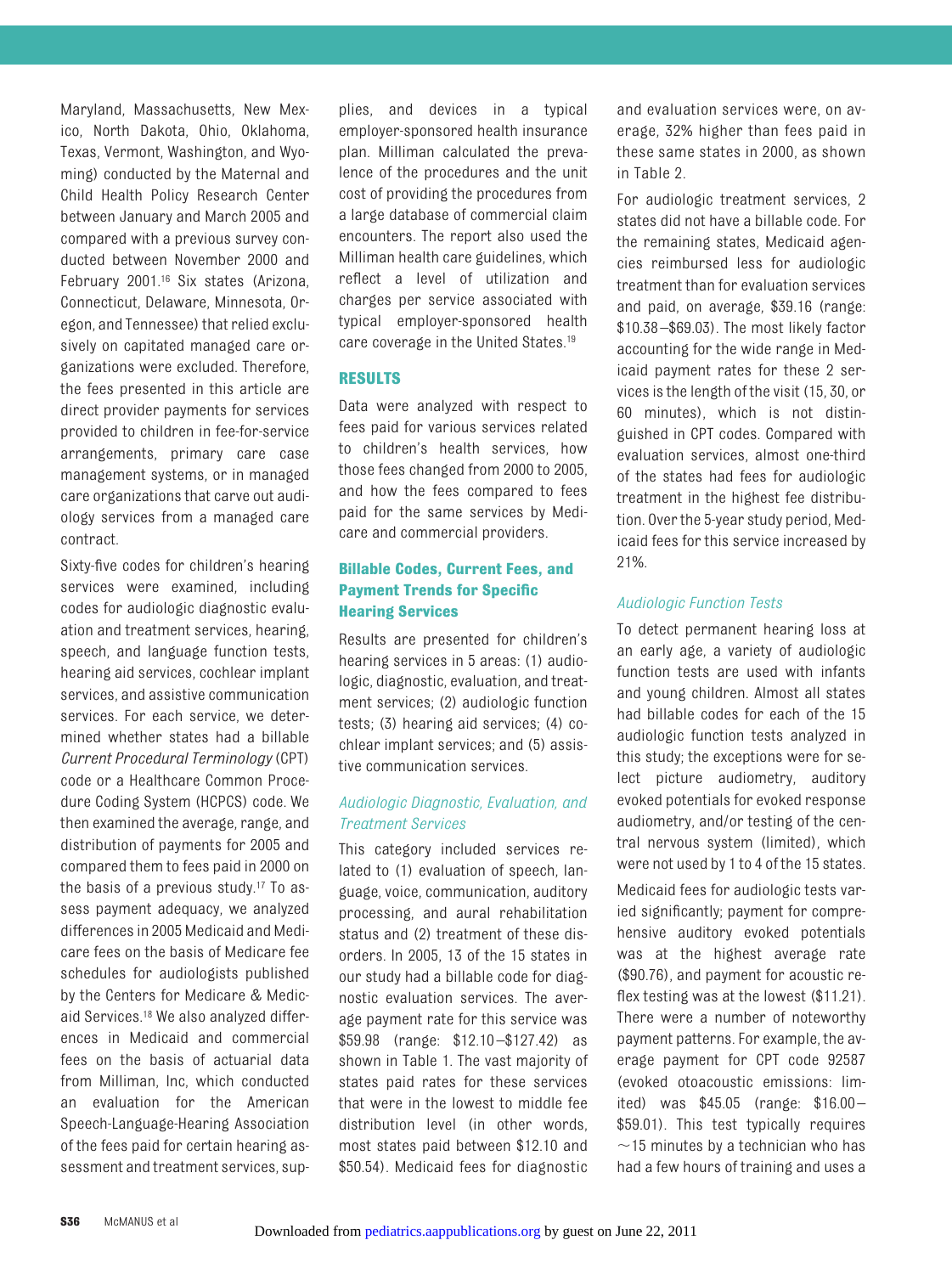Maryland, Massachusetts, New Mexico, North Dakota, Ohio, Oklahoma, Texas, Vermont, Washington, and Wyoming) conducted by the Maternal and Child Health Policy Research Center between January and March 2005 and compared with a previous survey conducted between November 2000 and February 2001.[16] Six states (Arizona, Connecticut, Delaware, Minnesota, Oregon, and Tennessee) that relied exclusively on capitated managed care organizations were excluded. Therefore, the fees presented in this article are direct provider payments for services provided to children in fee-for-service arrangements, primary care case management systems, or in managed care organizations that carve out audiology services from a managed care contract.

Sixty-five codes for children's hearing services were examined, including codes for audiologic diagnostic evaluation and treatment services, hearing, speech, and language function tests, hearing aid services, cochlear implant services, and assistive communication services. For each service, we determined whether states had a billable *Current Procedural Terminology* (CPT) code or a Healthcare Common Procedure Coding System (HCPCS) code. We then examined the average, range, and distribution of payments for 2005 and compared them to fees paid in 2000 on the basis of a previous study.[17] To assess payment adequacy, we analyzed differences in 2005 Medicaid and Medicare fees on the basis of Medicare fee schedules for audiologists published by the Centers for Medicare & Medicaid Services.[18] We also analyzed differences in Medicaid and commercial fees on the basis of actuarial data from Milliman, Inc, which conducted an evaluation for the American Speech-Language-Hearing Association of the fees paid for certain hearing assessment and treatment services, supplies, and devices in a typical employer-sponsored health insurance plan. Milliman calculated the prevalence of the procedures and the unit cost of providing the procedures from a large database of commercial claim encounters. The report also used the Milliman health care guidelines, which reflect a level of utilization and charges per service associated with typical employer-sponsored health care coverage in the United States.[19]

## RESULTS

Data were analyzed with respect to fees paid for various services related to children's health services, how those fees changed from 2000 to 2005, and how the fees compared to fees paid for the same services by Medicare and commercial providers.

### Billable Codes, Current Fees, and Payment Trends for Specific Hearing Services

Results are presented for children's hearing services in 5 areas: (1) audiologic, diagnostic, evaluation, and treatment services; (2) audiologic function tests; (3) hearing aid services; (4) cochlear implant services; and (5) assistive communication services.

#### *Audiologic Diagnostic, Evaluation, and Treatment Services*

This category included services related to (1) evaluation of speech, language, voice, communication, auditory processing, and aural rehabilitation status and (2) treatment of these disorders. In 2005, 13 of the 15 states in our study had a billable code for diagnostic evaluation services. The average payment rate for this service was $59.98 (range: $12.10–$127.42) as shown in Table 1. The vast majority of states paid rates for these services that were in the lowest to middle fee distribution level (in other words, most states paid between $12.10 and $50.54). Medicaid fees for diagnostic and evaluation services were, on average, 32% higher than fees paid in these same states in 2000, as shown in Table 2.

For audiologic treatment services, 2 states did not have a billable code. For the remaining states, Medicaid agencies reimbursed less for audiologic treatment than for evaluation services and paid, on average, $39.16 (range: $10.38–$69.03). The most likely factor accounting for the wide range in Medicaid payment rates for these 2 services is the length of the visit (15, 30, or 60 minutes), which is not distinguished in CPT codes. Compared with evaluation services, almost one-third of the states had fees for audiologic treatment in the highest fee distribution. Over the 5-year study period, Medicaid fees for this service increased by 21%.

#### *Audiologic Function Tests*

To detect permanent hearing loss at an early age, a variety of audiologic function tests are used with infants and young children. Almost all states had billable codes for each of the 15 audiologic function tests analyzed in this study; the exceptions were for select picture audiometry, auditory evoked potentials for evoked response audiometry, and/or testing of the central nervous system (limited), which were not used by 1 to 4 of the 15 states.

Medicaid fees for audiologic tests varied significantly; payment for comprehensive auditory evoked potentials was at the highest average rate ($90.76), and payment for acoustic reflex testing was at the lowest ($11.21). There were a number of noteworthy payment patterns. For example, the average payment for CPT code 92587 (evoked otoacoustic emissions: limited) was $45.05 (range: $16.00–$59.01). This test typically requires ~15 minutes by a technician who has had a few hours of training and uses a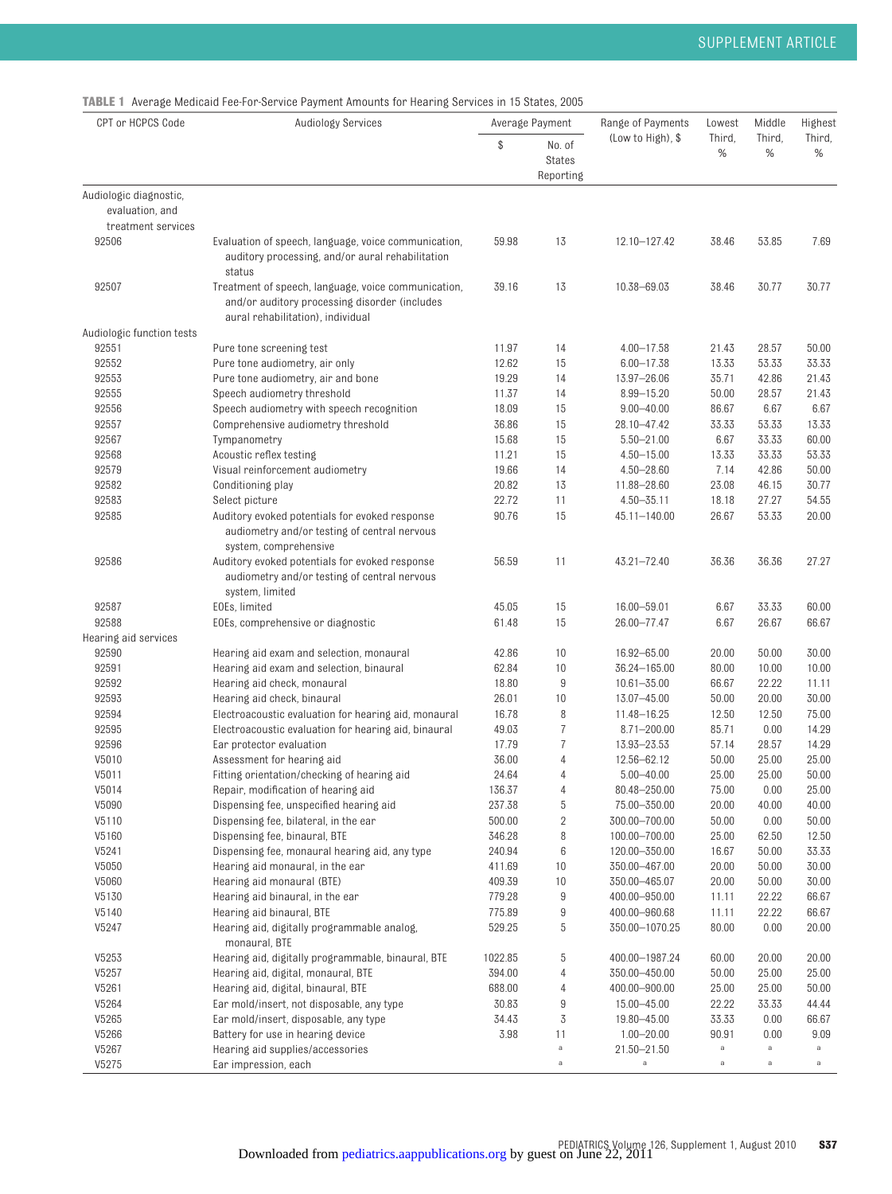**TABLE 1** Average Medicaid Fee-For-Service Payment Amounts for Hearing Services in 15 States, 2005

| CPT or HCPCS Code | Audiology Services | Average Payment | | Range of Payments (Low to High), $ | Lowest Third, % | Middle Third, % | Highest Third, % |
|---|---|---|---|---|---|---|---|
| | | $ | No. of States Reporting | | | | |
| Audiologic diagnostic, evaluation, and treatment services | | | | | | | |
| 92506 | Evaluation of speech, language, voice communication, auditory processing, and/or aural rehabilitation status | 59.98 | 13 | 12.10–127.42 | 38.46 | 53.85 | 7.69 |
| 92507 | Treatment of speech, language, voice communication, and/or auditory processing disorder (includes aural rehabilitation), individual | 39.16 | 13 | 10.38–69.03 | 38.46 | 30.77 | 30.77 |
| Audiologic function tests | | | | | | | |
| 92551 | Pure tone screening test | 11.97 | 14 | 4.00–17.58 | 21.43 | 28.57 | 50.00 |
| 92552 | Pure tone audiometry, air only | 12.62 | 15 | 6.00–17.38 | 13.33 | 53.33 | 33.33 |
| 92553 | Pure tone audiometry, air and bone | 19.29 | 14 | 13.97–26.06 | 35.71 | 42.86 | 21.43 |
| 92555 | Speech audiometry threshold | 11.37 | 14 | 8.99–15.20 | 50.00 | 28.57 | 21.43 |
| 92556 | Speech audiometry with speech recognition | 18.09 | 15 | 9.00–40.00 | 86.67 | 6.67 | 6.67 |
| 92557 | Comprehensive audiometry threshold | 36.86 | 15 | 28.10–47.42 | 33.33 | 53.33 | 13.33 |
| 92567 | Tympanometry | 15.68 | 15 | 5.50–21.00 | 6.67 | 33.33 | 60.00 |
| 92568 | Acoustic reflex testing | 11.21 | 15 | 4.50–15.00 | 13.33 | 33.33 | 53.33 |
| 92579 | Visual reinforcement audiometry | 19.66 | 14 | 4.50–28.60 | 7.14 | 42.86 | 50.00 |
| 92582 | Conditioning play | 20.82 | 13 | 11.88–28.60 | 23.08 | 46.15 | 30.77 |
| 92583 | Select picture | 22.72 | 11 | 4.50–35.11 | 18.18 | 27.27 | 54.55 |
| 92585 | Auditory evoked potentials for evoked response audiometry and/or testing of central nervous system, comprehensive | 90.76 | 15 | 45.11–140.00 | 26.67 | 53.33 | 20.00 |
| 92586 | Auditory evoked potentials for evoked response audiometry and/or testing of central nervous system, limited | 56.59 | 11 | 43.21–72.40 | 36.36 | 36.36 | 27.27 |
| 92587 | EOEs, limited | 45.05 | 15 | 16.00–59.01 | 6.67 | 33.33 | 60.00 |
| 92588 | EOEs, comprehensive or diagnostic | 61.48 | 15 | 26.00–77.47 | 6.67 | 26.67 | 66.67 |
| Hearing aid services | | | | | | | |
| 92590 | Hearing aid exam and selection, monaural | 42.86 | 10 | 16.92–65.00 | 20.00 | 50.00 | 30.00 |
| 92591 | Hearing aid exam and selection, binaural | 62.84 | 10 | 36.24–165.00 | 80.00 | 10.00 | 10.00 |
| 92592 | Hearing aid check, monaural | 18.80 | 9 | 10.61–35.00 | 66.67 | 22.22 | 11.11 |
| 92593 | Hearing aid check, binaural | 26.01 | 10 | 13.07–45.00 | 50.00 | 20.00 | 30.00 |
| 92594 | Electroacoustic evaluation for hearing aid, monaural | 16.78 | 8 | 11.48–16.25 | 12.50 | 12.50 | 75.00 |
| 92595 | Electroacoustic evaluation for hearing aid, binaural | 49.03 | 7 | 8.71–200.00 | 85.71 | 0.00 | 14.29 |
| 92596 | Ear protector evaluation | 17.79 | 7 | 13.93–23.53 | 57.14 | 28.57 | 14.29 |
| V5010 | Assessment for hearing aid | 36.00 | 4 | 12.56–62.12 | 50.00 | 25.00 | 25.00 |
| V5011 | Fitting orientation/checking of hearing aid | 24.64 | 4 | 5.00–40.00 | 25.00 | 25.00 | 50.00 |
| V5014 | Repair, modification of hearing aid | 136.37 | 4 | 80.48–250.00 | 75.00 | 0.00 | 25.00 |
| V5090 | Dispensing fee, unspecified hearing aid | 237.38 | 5 | 75.00–350.00 | 20.00 | 40.00 | 40.00 |
| V5110 | Dispensing fee, bilateral, in the ear | 500.00 | 2 | 300.00–700.00 | 50.00 | 0.00 | 50.00 |
| V5160 | Dispensing fee, binaural, BTE | 346.28 | 8 | 100.00–700.00 | 25.00 | 62.50 | 12.50 |
| V5241 | Dispensing fee, monaural hearing aid, any type | 240.94 | 6 | 120.00–350.00 | 16.67 | 50.00 | 33.33 |
| V5050 | Hearing aid monaural, in the ear | 411.69 | 10 | 350.00–467.00 | 20.00 | 50.00 | 30.00 |
| V5060 | Hearing aid monaural (BTE) | 409.39 | 10 | 350.00–465.07 | 20.00 | 50.00 | 30.00 |
| V5130 | Hearing aid binaural, in the ear | 779.28 | 9 | 400.00–950.00 | 11.11 | 22.22 | 66.67 |
| V5140 | Hearing aid binaural, BTE | 775.89 | 9 | 400.00–960.68 | 11.11 | 22.22 | 66.67 |
| V5247 | Hearing aid, digitally programmable analog, monaural, BTE | 529.25 | 5 | 350.00–1070.25 | 80.00 | 0.00 | 20.00 |
| V5253 | Hearing aid, digitally programmable, binaural, BTE | 1022.85 | 5 | 400.00–1987.24 | 60.00 | 20.00 | 20.00 |
| V5257 | Hearing aid, digital, monaural, BTE | 394.00 | 4 | 350.00–450.00 | 50.00 | 25.00 | 25.00 |
| V5261 | Hearing aid, digital, binaural, BTE | 688.00 | 4 | 400.00–900.00 | 25.00 | 25.00 | 50.00 |
| V5264 | Ear mold/insert, not disposable, any type | 30.83 | 9 | 15.00–45.00 | 22.22 | 33.33 | 44.44 |
| V5265 | Ear mold/insert, disposable, any type | 34.43 | 3 | 19.80–45.00 | 33.33 | 0.00 | 66.67 |
| V5266 | Battery for use in hearing device | 3.98 | 11 | 1.00–20.00 | 90.91 | 0.00 | 9.09 |
| V5267 | Hearing aid supplies/accessories | | a | 21.50–21.50 | a | a | a |
| V5275 | Ear impression, each | | a | a | a | a | a |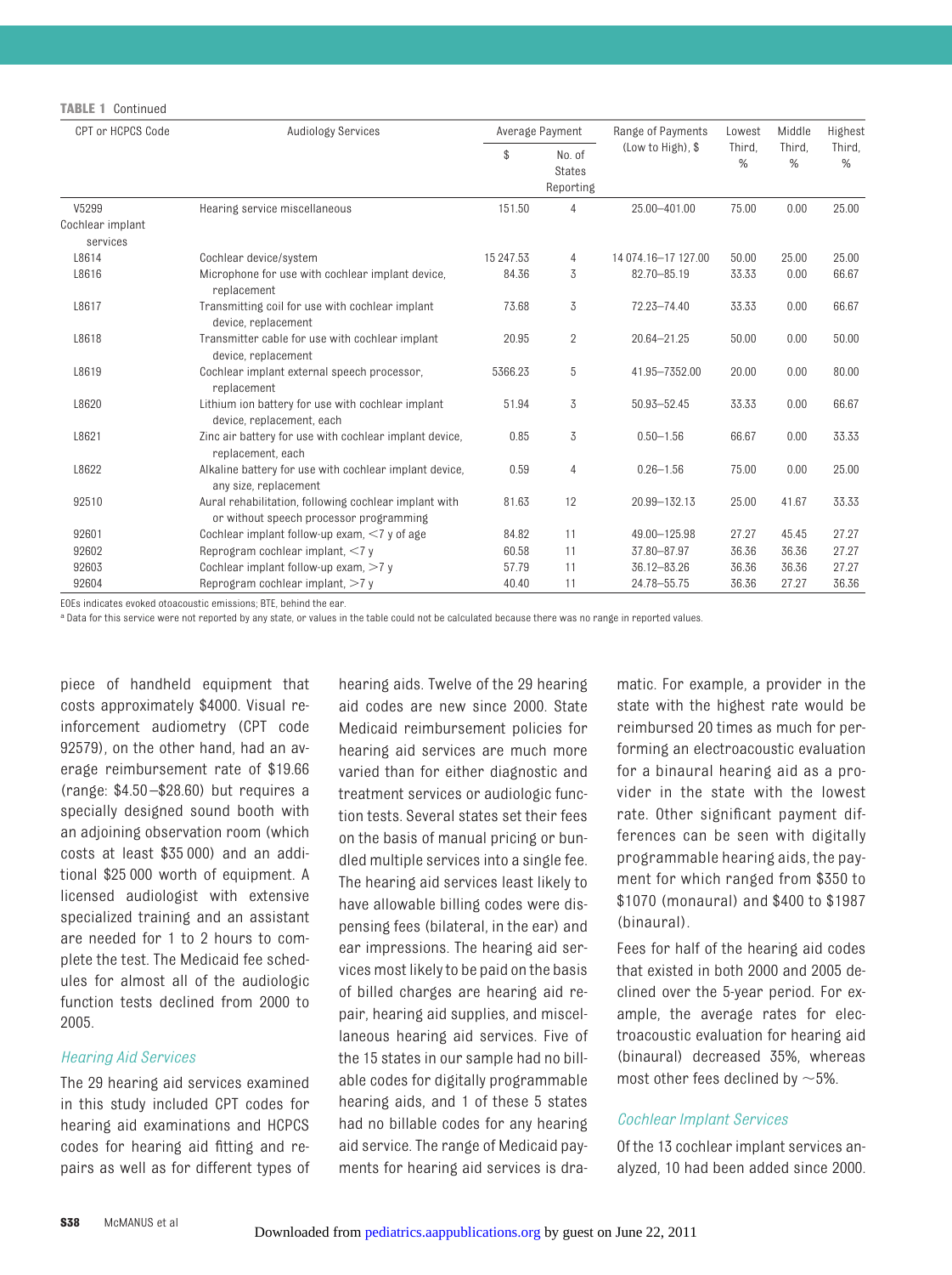**TABLE 1** Continued

| CPT or HCPCS Code | Audiology Services | Average Payment | | Range of Payments (Low to High), $ | Lowest Third, % | Middle Third, % | Highest Third, % |
|---|---|---|---|---|---|---|---|
| | | $ | No. of States Reporting | | | | |
| V5299 | Hearing service miscellaneous | 151.50 | 4 | 25.00–401.00 | 75.00 | 0.00 | 25.00 |
| Cochlear implant services | | | | | | | |
| L8614 | Cochlear device/system | 15 247.53 | 4 | 14 074.16–17 127.00 | 50.00 | 25.00 | 25.00 |
| L8616 | Microphone for use with cochlear implant device, replacement | 84.36 | 3 | 82.70–85.19 | 33.33 | 0.00 | 66.67 |
| L8617 | Transmitting coil for use with cochlear implant device, replacement | 73.68 | 3 | 72.23–74.40 | 33.33 | 0.00 | 66.67 |
| L8618 | Transmitter cable for use with cochlear implant device, replacement | 20.95 | 2 | 20.64–21.25 | 50.00 | 0.00 | 50.00 |
| L8619 | Cochlear implant external speech processor, replacement | 5366.23 | 5 | 41.95–7352.00 | 20.00 | 0.00 | 80.00 |
| L8620 | Lithium ion battery for use with cochlear implant device, replacement, each | 51.94 | 3 | 50.93–52.45 | 33.33 | 0.00 | 66.67 |
| L8621 | Zinc air battery for use with cochlear implant device, replacement, each | 0.85 | 3 | 0.50–1.56 | 66.67 | 0.00 | 33.33 |
| L8622 | Alkaline battery for use with cochlear implant device, any size, replacement | 0.59 | 4 | 0.26–1.56 | 75.00 | 0.00 | 25.00 |
| 92510 | Aural rehabilitation, following cochlear implant with or without speech processor programming | 81.63 | 12 | 20.99–132.13 | 25.00 | 41.67 | 33.33 |
| 92601 | Cochlear implant follow-up exam, <7 y of age | 84.82 | 11 | 49.00–125.98 | 27.27 | 45.45 | 27.27 |
| 92602 | Reprogram cochlear implant, <7 y | 60.58 | 11 | 37.80–87.97 | 36.36 | 36.36 | 27.27 |
| 92603 | Cochlear implant follow-up exam, >7 y | 57.79 | 11 | 36.12–83.26 | 36.36 | 36.36 | 27.27 |
| 92604 | Reprogram cochlear implant, >7 y | 40.40 | 11 | 24.78–55.75 | 36.36 | 27.27 | 36.36 |

EOEs indicates evoked otoacoustic emissions; BTE, behind the ear.

[a] Data for this service were not reported by any state, or values in the table could not be calculated because there was no range in reported values.

piece of handheld equipment that costs approximately $4000. Visual reinforcement audiometry (CPT code 92579), on the other hand, had an average reimbursement rate of $19.66 (range: $4.50–$28.60) but requires a specially designed sound booth with an adjoining observation room (which costs at least $35 000) and an additional $25 000 worth of equipment. A licensed audiologist with extensive specialized training and an assistant are needed for 1 to 2 hours to complete the test. The Medicaid fee schedules for almost all of the audiologic function tests declined from 2000 to 2005.

### Hearing Aid Services

The 29 hearing aid services examined in this study included CPT codes for hearing aid examinations and HCPCS codes for hearing aid fitting and repairs as well as for different types of hearing aids. Twelve of the 29 hearing aid codes are new since 2000. State Medicaid reimbursement policies for hearing aid services are much more varied than for either diagnostic and treatment services or audiologic function tests. Several states set their fees on the basis of manual pricing or bundled multiple services into a single fee. The hearing aid services least likely to have allowable billing codes were dispensing fees (bilateral, in the ear) and ear impressions. The hearing aid services most likely to be paid on the basis of billed charges are hearing aid repair, hearing aid supplies, and miscellaneous hearing aid services. Five of the 15 states in our sample had no billable codes for digitally programmable hearing aids, and 1 of these 5 states had no billable codes for any hearing aid service. The range of Medicaid payments for hearing aid services is dramatic. For example, a provider in the state with the highest rate would be reimbursed 20 times as much for performing an electroacoustic evaluation for a binaural hearing aid as a provider in the state with the lowest rate. Other significant payment differences can be seen with digitally programmable hearing aids, the payment for which ranged from $350 to $1070 (monaural) and $400 to $1987 (binaural).

Fees for half of the hearing aid codes that existed in both 2000 and 2005 declined over the 5-year period. For example, the average rates for electroacoustic evaluation for hearing aid (binaural) decreased 35%, whereas most other fees declined by ~5%.

### Cochlear Implant Services

Of the 13 cochlear implant services analyzed, 10 had been added since 2000.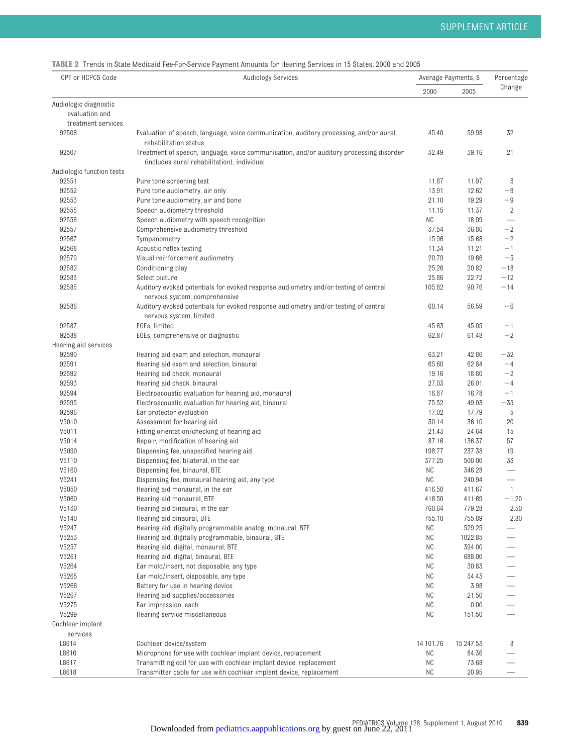**TABLE 2** Trends in State Medicaid Fee-For-Service Payment Amounts for Hearing Services in 15 States, 2000 and 2005

| CPT or HCPCS Code | Audiology Services | Average Payments, $ | | Percentage Change |
|---|---|---|---|---|
| | | 2000 | 2005 | |
| Audiologic diagnostic evaluation and treatment services | | | | |
| 92506 | Evaluation of speech, language, voice communication, auditory processing, and/or aural rehabilitation status | 45.40 | 59.98 | 32 |
| 92507 | Treatment of speech, language, voice communication, and/or auditory processing disorder (includes aural rehabilitation), individual | 32.49 | 39.16 | 21 |
| Audiologic function tests | | | | |
| 92551 | Pure tone screening test | 11.67 | 11.97 | 3 |
| 92552 | Pure tone audiometry, air only | 13.91 | 12.62 | −9 |
| 92553 | Pure tone audiometry, air and bone | 21.10 | 19.29 | −9 |
| 92555 | Speech audiometry threshold | 11.15 | 11.37 | 2 |
| 92556 | Speech audiometry with speech recognition | NC | 18.09 | — |
| 92557 | Comprehensive audiometry threshold | 37.54 | 36.86 | −2 |
| 92567 | Tympanometry | 15.96 | 15.68 | −2 |
| 92568 | Acoustic reflex testing | 11.34 | 11.21 | −1 |
| 92579 | Visual reinforcement audiometry | 20.79 | 19.66 | −5 |
| 92582 | Conditioning play | 25.26 | 20.82 | −18 |
| 92583 | Select picture | 25.86 | 22.72 | −12 |
| 92585 | Auditory evoked potentials for evoked response audiometry and/or testing of central nervous system, comprehensive | 105.82 | 90.76 | −14 |
| 92586 | Auditory evoked potentials for evoked response audiometry and/or testing of central nervous system, limited | 60.14 | 56.59 | −6 |
| 92587 | EOEs, limited | 45.63 | 45.05 | −1 |
| 92588 | EOEs, comprehensive or diagnostic | 62.87 | 61.48 | −2 |
| Hearing aid services | | | | |
| 92590 | Hearing aid exam and selection, monaural | 63.21 | 42.86 | −32 |
| 92591 | Hearing aid exam and selection, binaural | 65.60 | 62.84 | −4 |
| 92592 | Hearing aid check, monaural | 19.16 | 18.80 | −2 |
| 92593 | Hearing aid check, binaural | 27.03 | 26.01 | −4 |
| 92594 | Electroacoustic evaluation for hearing aid, monaural | 16.87 | 16.78 | −1 |
| 92595 | Electroacoustic evaluation for hearing aid, binaural | 75.52 | 49.03 | −35 |
| 92596 | Ear protector evaluation | 17.02 | 17.79 | 5 |
| V5010 | Assessment for hearing aid | 30.14 | 36.10 | 20 |
| V5011 | Fitting orientation/checking of hearing aid | 21.43 | 24.64 | 15 |
| V5014 | Repair, modification of hearing aid | 87.16 | 136.37 | 57 |
| V5090 | Dispensing fee, unspecified hearing aid | 198.77 | 237.38 | 19 |
| V5110 | Dispensing fee, bilateral, in the ear | 377.25 | 500.00 | 33 |
| V5160 | Dispensing fee, binaural, BTE | NC | 346.28 | — |
| V5241 | Dispensing fee, monaural hearing aid, any type | NC | 240.94 | — |
| V5050 | Hearing aid monaural, in the ear | 416.50 | 411.67 | 1 |
| V5060 | Hearing aid monaural, BTE | 416.50 | 411.69 | −1.20 |
| V5130 | Hearing aid binaural, in the ear | 760.64 | 779.28 | 2.50 |
| V5140 | Hearing aid binaural, BTE | 755.10 | 755.89 | 2.80 |
| V5247 | Hearing aid, digitally programmable analog, monaural, BTE | NC | 529.25 | — |
| V5253 | Hearing aid, digitally programmable, binaural, BTE | NC | 1022.85 | — |
| V5257 | Hearing aid, digital, monaural, BTE | NC | 394.00 | — |
| V5261 | Hearing aid, digital, binaural, BTE | NC | 688.00 | — |
| V5264 | Ear mold/insert, not disposable, any type | NC | 30.83 | — |
| V5265 | Ear mold/insert, disposable, any type | NC | 34.43 | — |
| V5266 | Battery for use in hearing device | NC | 3.98 | — |
| V5267 | Hearing aid supplies/accessories | NC | 21.50 | — |
| V5275 | Ear impression, each | NC | 0.00 | — |
| V5299 | Hearing service miscellaneous | NC | 151.50 | — |
| Cochlear implant services | | | | |
| L8614 | Cochlear device/system | 14 101.76 | 15 247.53 | 8 |
| L8616 | Microphone for use with cochlear implant device, replacement | NC | 84.36 | — |
| L8617 | Transmitting coil for use with cochlear implant device, replacement | NC | 73.68 | — |
| L8618 | Transmitter cable for use with cochlear implant device, replacement | NC | 20.95 | — |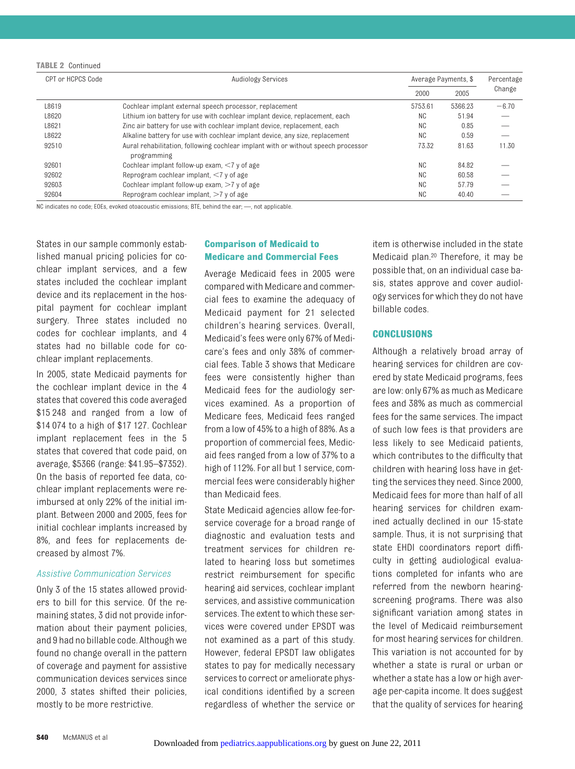**TABLE 2** Continued

| CPT or HCPCS Code | Audiology Services | Average Payments, $ | | Percentage Change |
|---|---|---|---|---|
| | | 2000 | 2005 | |
| L8619 | Cochlear implant external speech processor, replacement | 5753.61 | 5366.23 | −6.70 |
| L8620 | Lithium ion battery for use with cochlear implant device, replacement, each | NC | 51.94 | — |
| L8621 | Zinc air battery for use with cochlear implant device, replacement, each | NC | 0.85 | — |
| L8622 | Alkaline battery for use with cochlear implant device, any size, replacement | NC | 0.59 | — |
| 92510 | Aural rehabilitation, following cochlear implant with or without speech processor programming | 73.32 | 81.63 | 11.30 |
| 92601 | Cochlear implant follow-up exam, <7 y of age | NC | 84.82 | — |
| 92602 | Reprogram cochlear implant, <7 y of age | NC | 60.58 | — |
| 92603 | Cochlear implant follow-up exam, >7 y of age | NC | 57.79 | — |
| 92604 | Reprogram cochlear implant, >7 y of age | NC | 40.40 | — |

NC indicates no code; EOEs, evoked otoacoustic emissions; BTE, behind the ear; —, not applicable.

States in our sample commonly established manual pricing policies for cochlear implant services, and a few states included the cochlear implant device and its replacement in the hospital payment for cochlear implant surgery. Three states included no codes for cochlear implants, and 4 states had no billable code for cochlear implant replacements.

In 2005, state Medicaid payments for the cochlear implant device in the 4 states that covered this code averaged $15 248 and ranged from a low of $14 074 to a high of $17 127. Cochlear implant replacement fees in the 5 states that covered that code paid, on average, $5366 (range: $41.95–$7352). On the basis of reported fee data, cochlear implant replacements were reimbursed at only 22% of the initial implant. Between 2000 and 2005, fees for initial cochlear implants increased by 8%, and fees for replacements decreased by almost 7%.

### *Assistive Communication Services*

Only 3 of the 15 states allowed providers to bill for this service. Of the remaining states, 3 did not provide information about their payment policies, and 9 had no billable code. Although we found no change overall in the pattern of coverage and payment for assistive communication devices since 2000, 3 states shifted their policies, mostly to be more restrictive.

## Comparison of Medicaid to Medicare and Commercial Fees

Average Medicaid fees in 2005 were compared with Medicare and commercial fees to examine the adequacy of Medicaid payment for 21 selected children's hearing services. Overall, Medicaid's fees were only 67% of Medicare's fees and only 38% of commercial fees. Table 3 shows that Medicare fees were consistently higher than Medicaid fees for the audiology services examined. As a proportion of Medicare fees, Medicaid fees ranged from a low of 45% to a high of 88%. As a proportion of commercial fees, Medicaid fees ranged from a low of 37% to a high of 112%. For all but 1 service, commercial fees were considerably higher than Medicaid fees.

State Medicaid agencies allow fee-for-service coverage for a broad range of diagnostic and evaluation tests and treatment services for children related to hearing loss but sometimes restrict reimbursement for specific hearing aid services, cochlear implant services, and assistive communication services. The extent to which these services were covered under EPSDT was not examined as a part of this study. However, federal EPSDT law obligates states to pay for medically necessary services to correct or ameliorate physical conditions identified by a screen regardless of whether the service or item is otherwise included in the state Medicaid plan.[20] Therefore, it may be possible that, on an individual case basis, states approve and cover audiology services for which they do not have billable codes.

## CONCLUSIONS

Although a relatively broad array of hearing services for children are covered by state Medicaid programs, fees are low: only 67% as much as Medicare fees and 38% as much as commercial fees for the same services. The impact of such low fees is that providers are less likely to see Medicaid patients, which contributes to the difficulty that children with hearing loss have in getting the services they need. Since 2000, Medicaid fees for more than half of all hearing services for children examined actually declined in our 15-state sample. Thus, it is not surprising that state EHDI coordinators report difficulty in getting audiological evaluations completed for infants who are referred from the newborn hearing-screening programs. There was also significant variation among states in the level of Medicaid reimbursement for most hearing services for children. This variation is not accounted for by whether a state is rural or urban or whether a state has a low or high average per-capita income. It does suggest that the quality of services for hearing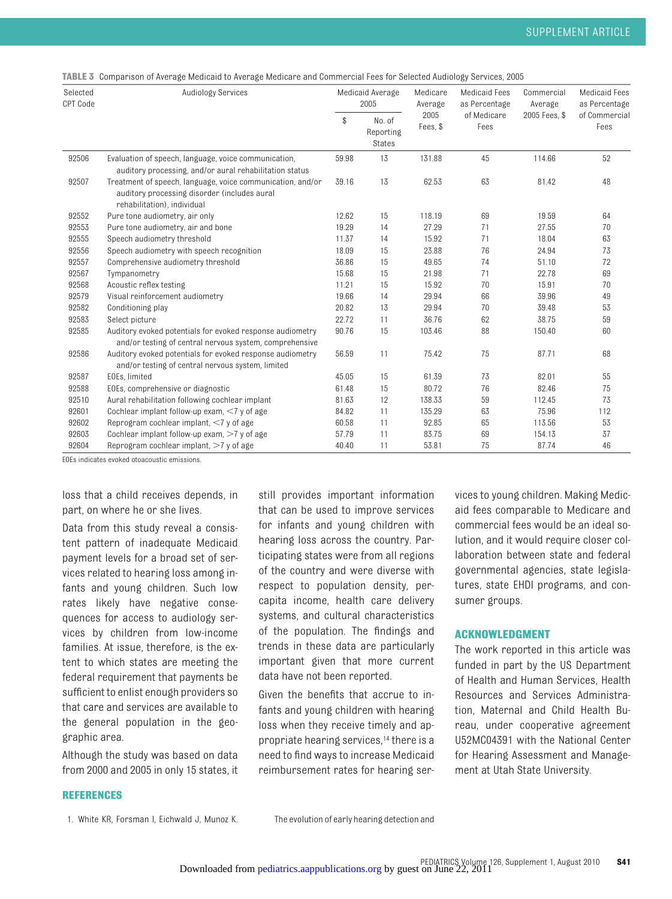**TABLE 3** Comparison of Average Medicaid to Average Medicare and Commercial Fees for Selected Audiology Services, 2005

| Selected CPT Code | Audiology Services | Medicaid Average 2005 | | Medicare Average 2005 Fees, $ | Medicaid Fees as Percentage of Medicare Fees | Commercial Average 2005 Fees, $ | Medicaid Fees as Percentage of Commercial Fees |
|---|---|---|---|---|---|---|---|
| | | $ | No. of Reporting States | | | | |
| 92506 | Evaluation of speech, language, voice communication, auditory processing, and/or aural rehabilitation status | 59.98 | 13 | 131.88 | 45 | 114.66 | 52 |
| 92507 | Treatment of speech, language, voice communication, and/or auditory processing disorder (includes aural rehabilitation), individual | 39.16 | 13 | 62.53 | 63 | 81.42 | 48 |
| 92552 | Pure tone audiometry, air only | 12.62 | 15 | 118.19 | 69 | 19.59 | 64 |
| 92553 | Pure tone audiometry, air and bone | 19.29 | 14 | 27.29 | 71 | 27.55 | 70 |
| 92555 | Speech audiometry threshold | 11.37 | 14 | 15.92 | 71 | 18.04 | 63 |
| 92556 | Speech audiometry with speech recognition | 18.09 | 15 | 23.88 | 76 | 24.94 | 73 |
| 92557 | Comprehensive audiometry threshold | 36.86 | 15 | 49.65 | 74 | 51.10 | 72 |
| 92567 | Tympanometry | 15.68 | 15 | 21.98 | 71 | 22.78 | 69 |
| 92568 | Acoustic reflex testing | 11.21 | 15 | 15.92 | 70 | 15.91 | 70 |
| 92579 | Visual reinforcement audiometry | 19.66 | 14 | 29.94 | 66 | 39.96 | 49 |
| 92582 | Conditioning play | 20.82 | 13 | 29.94 | 70 | 39.48 | 53 |
| 92583 | Select picture | 22.72 | 11 | 36.76 | 62 | 38.75 | 59 |
| 92585 | Auditory evoked potentials for evoked response audiometry and/or testing of central nervous system, comprehensive | 90.76 | 15 | 103.46 | 88 | 150.40 | 60 |
| 92586 | Auditory evoked potentials for evoked response audiometry and/or testing of central nervous system, limited | 56.59 | 11 | 75.42 | 75 | 87.71 | 68 |
| 92587 | EOEs, limited | 45.05 | 15 | 61.39 | 73 | 82.01 | 55 |
| 92588 | EOEs, comprehensive or diagnostic | 61.48 | 15 | 80.72 | 76 | 82.46 | 75 |
| 92510 | Aural rehabilitation following cochlear implant | 81.63 | 12 | 138.33 | 59 | 112.45 | 73 |
| 92601 | Cochlear implant follow-up exam, <7 y of age | 84.82 | 11 | 135.29 | 63 | 75.96 | 112 |
| 92602 | Reprogram cochlear implant, <7 y of age | 60.58 | 11 | 92.85 | 65 | 113.56 | 53 |
| 92603 | Cochlear implant follow-up exam, >7 y of age | 57.79 | 11 | 83.75 | 69 | 154.13 | 37 |
| 92604 | Reprogram cochlear implant, >7 y of age | 40.40 | 11 | 53.81 | 75 | 87.74 | 46 |

EOEs indicates evoked otoacoustic emissions.

loss that a child receives depends, in part, on where he or she lives.

Data from this study reveal a consistent pattern of inadequate Medicaid payment levels for a broad set of services related to hearing loss among infants and young children. Such low rates likely have negative consequences for access to audiology services by children from low-income families. At issue, therefore, is the extent to which states are meeting the federal requirement that payments be sufficient to enlist enough providers so that care and services are available to the general population in the geographic area.

Although the study was based on data from 2000 and 2005 in only 15 states, it still provides important information that can be used to improve services for infants and young children with hearing loss across the country. Participating states were from all regions of the country and were diverse with respect to population density, per-capita income, health care delivery systems, and cultural characteristics of the population. The findings and trends in these data are particularly important given that more current data have not been reported.

Given the benefits that accrue to infants and young children with hearing loss when they receive timely and appropriate hearing services,[14] there is a need to find ways to increase Medicaid reimbursement rates for hearing services to young children. Making Medicaid fees comparable to Medicare and commercial fees would be an ideal solution, and it would require closer collaboration between state and federal governmental agencies, state legislatures, state EHDI programs, and consumer groups.

## ACKNOWLEDGMENT

The work reported in this article was funded in part by the US Department of Health and Human Services, Health Resources and Services Administration, Maternal and Child Health Bureau, under cooperative agreement U52MC04391 with the National Center for Hearing Assessment and Management at Utah State University.

## REFERENCES

1. White KR, Forsman I, Eichwald J, Munoz K. The evolution of early hearing detection and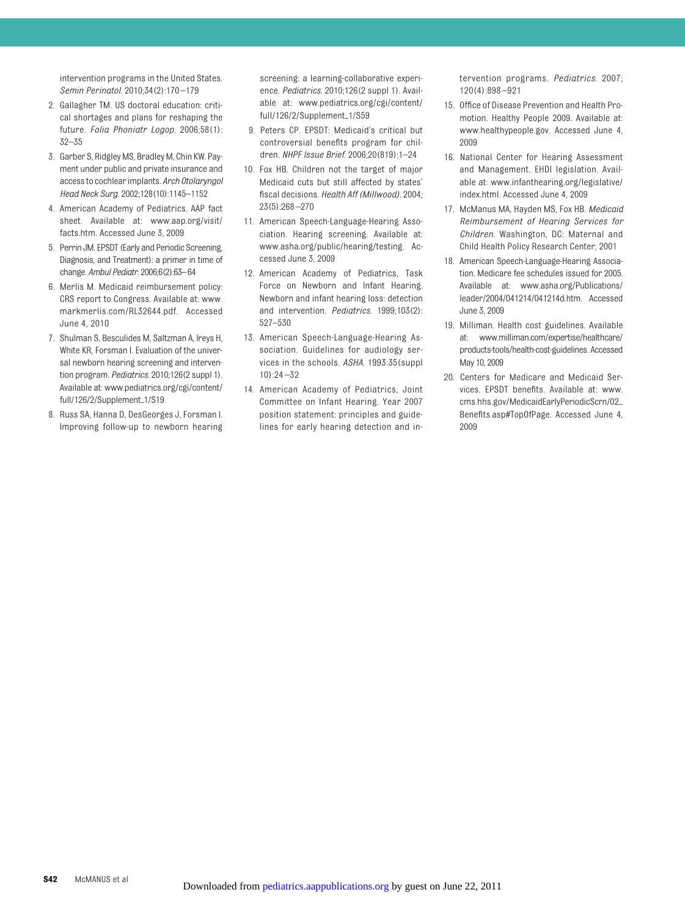intervention programs in the United States. *Semin Perinatol.* 2010;34(2):170–179

2. Gallagher TM. US doctoral education: critical shortages and plans for reshaping the future. *Folia Phoniatr Logop.* 2006;58(1):32–35
3. Garber S, Ridgley MS, Bradley M, Chin KW. Payment under public and private insurance and access to cochlear implants. *Arch Otolaryngol Head Neck Surg.* 2002;128(10):1145–1152
4. American Academy of Pediatrics. AAP fact sheet. Available at: www.aap.org/visit/facts.htm. Accessed June 3, 2009
5. Perrin JM. EPSDT (Early and Periodic Screening, Diagnosis, and Treatment): a primer in time of change. *Ambul Pediatr.* 2006;6(2):63–64
6. Merlis M. Medicaid reimbursement policy: CRS report to Congress. Available at: www.markmerlis.com/RL32644.pdf. Accessed June 4, 2010
7. Shulman S, Besculides M, Saltzman A, Ireys H, White KR, Forsman I. Evaluation of the universal newborn hearing screening and intervention program. *Pediatrics.* 2010;126(2 suppl 1). Available at: www.pediatrics.org/cgi/content/full/126/2/Supplement_1/S19
8. Russ SA, Hanna D, DesGeorges J, Forsman I. Improving follow-up to newborn hearing screening: a learning-collaborative experience. *Pediatrics.* 2010;126(2 suppl 1). Available at: www.pediatrics.org/cgi/content/full/126/2/Supplement_1/S59
9. Peters CP. EPSDT: Medicaid's critical but controversial benefits program for children. *NHPF Issue Brief.* 2006;20(819):1–24
10. Fox HB. Children not the target of major Medicaid cuts but still affected by states' fiscal decisions. *Health Aff (Millwood).* 2004;23(5):268–270
11. American Speech-Language-Hearing Association. Hearing screening. Available at: www.asha.org/public/hearing/testing. Accessed June 3, 2009
12. American Academy of Pediatrics, Task Force on Newborn and Infant Hearing. Newborn and infant hearing loss: detection and intervention. *Pediatrics.* 1999;103(2):527–530
13. American Speech-Language-Hearing Association. Guidelines for audiology services in the schools. *ASHA.* 1993:35(suppl 10):24–32
14. American Academy of Pediatrics, Joint Committee on Infant Hearing. Year 2007 position statement: principles and guidelines for early hearing detection and intervention programs. *Pediatrics.* 2007;120(4):898–921
15. Office of Disease Prevention and Health Promotion. Healthy People 2009. Available at: www.healthypeople.gov. Accessed June 4, 2009
16. National Center for Hearing Assessment and Management. EHDI legislation. Available at: www.infanthearing.org/legislative/index.html. Accessed June 4, 2009
17. McManus MA, Hayden MS, Fox HB. *Medicaid Reimbursement of Hearing Services for Children.* Washington, DC: Maternal and Child Health Policy Research Center; 2001
18. American Speech-Language-Hearing Association. Medicare fee schedules issued for 2005. Available at: www.asha.org/Publications/leader/2004/041214/041214d.htm. Accessed June 3, 2009
19. Milliman. Health cost guidelines. Available at: www.milliman.com/expertise/healthcare/products-tools/health-cost-guidelines. Accessed May 10, 2009
20. Centers for Medicare and Medicaid Services. EPSDT benefits. Available at: www.cms.hhs.gov/MedicaidEarlyPeriodicScrn/02_Benefits.asp#TopOfPage. Accessed June 4, 2009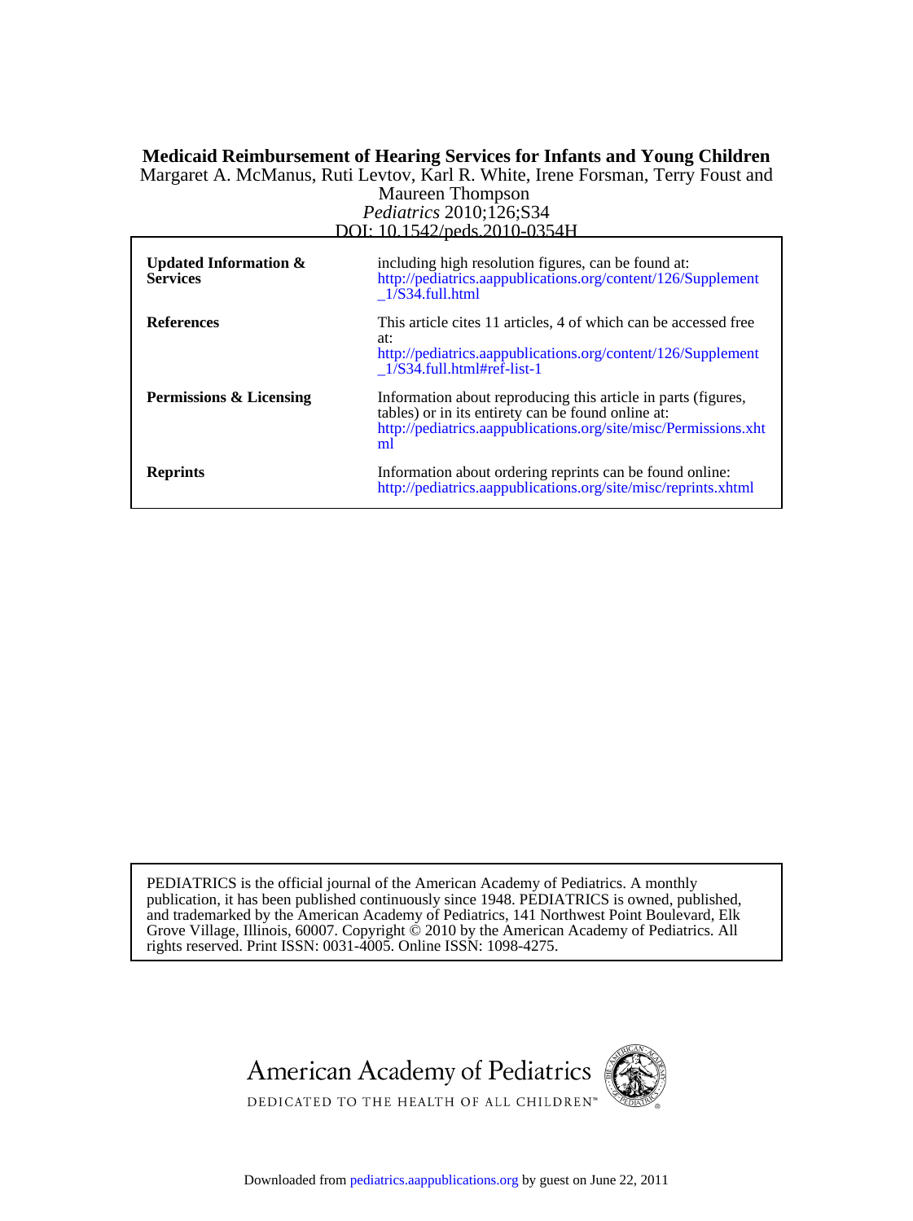**Medicaid Reimbursement of Hearing Services for Infants and Young Children**

Margaret A. McManus, Ruti Levtov, Karl R. White, Irene Forsman, Terry Foust and Maureen Thompson

*Pediatrics* 2010;126;S34

DOI: 10.1542/peds.2010-0354H

| | |
|---|---|
| **Updated Information & Services** | including high resolution figures, can be found at: http://pediatrics.aappublications.org/content/126/Supplement_1/S34.full.html |
| **References** | This article cites 11 articles, 4 of which can be accessed free at: http://pediatrics.aappublications.org/content/126/Supplement_1/S34.full.html#ref-list-1 |
| **Permissions & Licensing** | Information about reproducing this article in parts (figures, tables) or in its entirety can be found online at: http://pediatrics.aappublications.org/site/misc/Permissions.xhtml |
| **Reprints** | Information about ordering reprints can be found online: http://pediatrics.aappublications.org/site/misc/reprints.xhtml |

PEDIATRICS is the official journal of the American Academy of Pediatrics. A monthly publication, it has been published continuously since 1948. PEDIATRICS is owned, published, and trademarked by the American Academy of Pediatrics, 141 Northwest Point Boulevard, Elk Grove Village, Illinois, 60007. Copyright © 2010 by the American Academy of Pediatrics. All rights reserved. Print ISSN: 0031-4005. Online ISSN: 1098-4275.

American Academy of Pediatrics

DEDICATED TO THE HEALTH OF ALL CHILDREN™

Downloaded from pediatrics.aappublications.org by guest on June 22, 2011